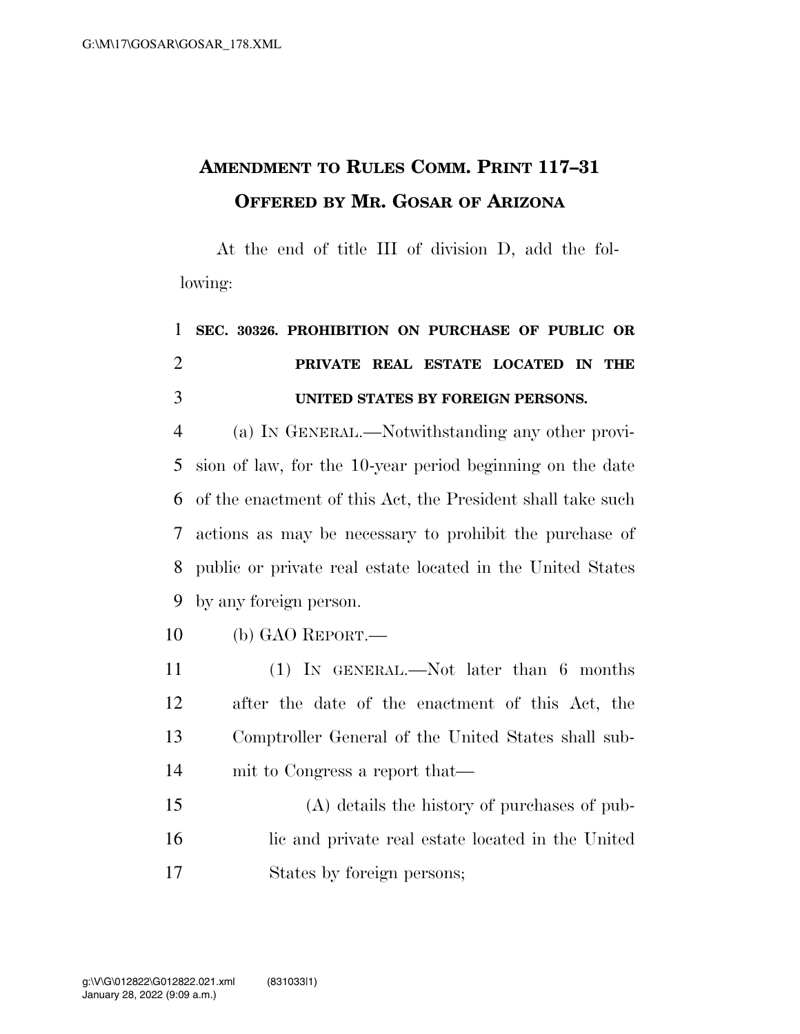# Amendment to Rules Comm. Print 117–31 Offered by Mr. Gosar of Arizona

At the end of title III of division D, add the following:

**SEC. 30326. PROHIBITION ON PURCHASE OF PUBLIC OR PRIVATE REAL ESTATE LOCATED IN THE UNITED STATES BY FOREIGN PERSONS.**

(a) IN GENERAL.—Notwithstanding any other provision of law, for the 10-year period beginning on the date of the enactment of this Act, the President shall take such actions as may be necessary to prohibit the purchase of public or private real estate located in the United States by any foreign person.

(b) GAO REPORT.—

(1) IN GENERAL.—Not later than 6 months after the date of the enactment of this Act, the Comptroller General of the United States shall submit to Congress a report that—

(A) details the history of purchases of public and private real estate located in the United States by foreign persons;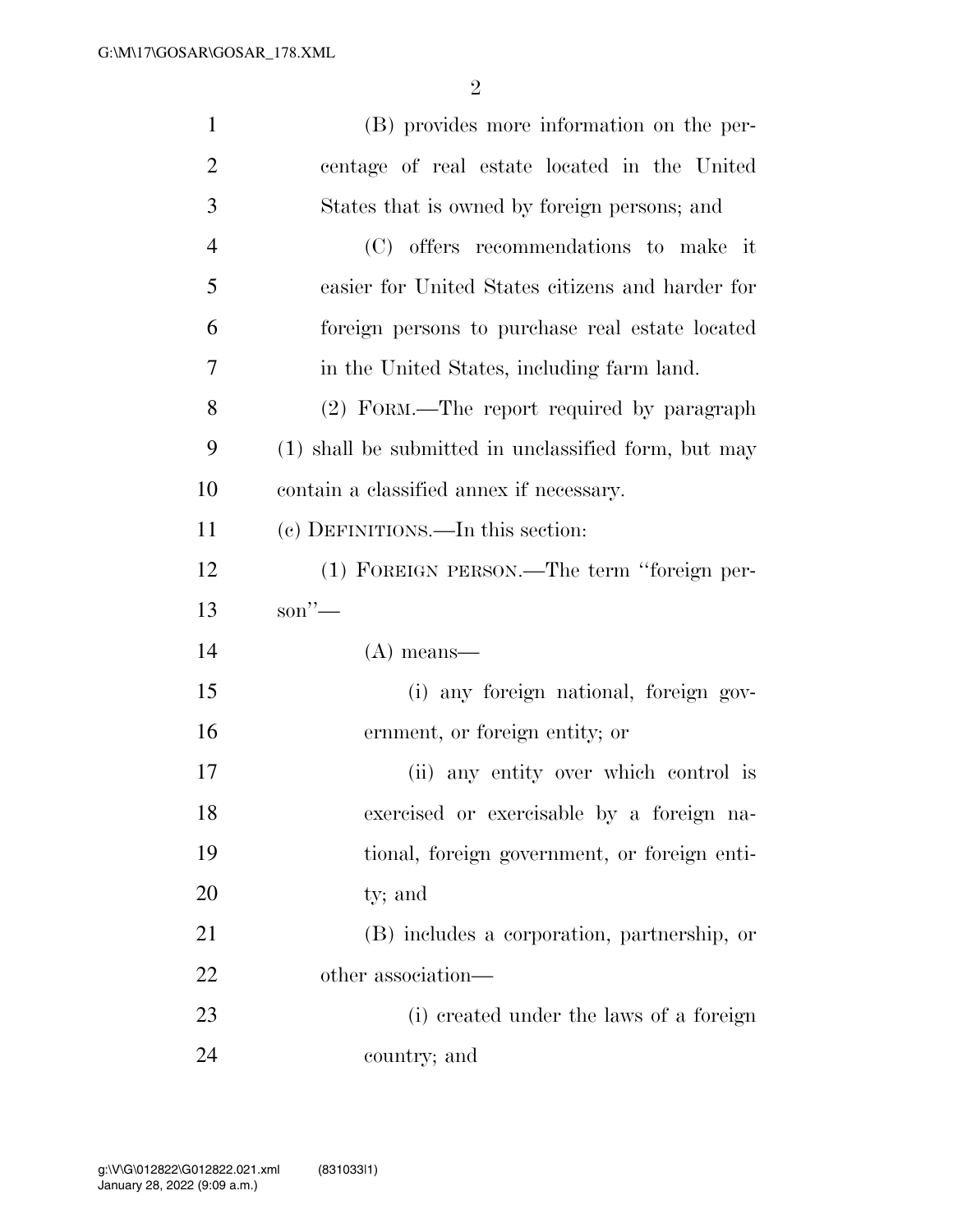(B) provides more information on the percentage of real estate located in the United States that is owned by foreign persons; and

(C) offers recommendations to make it easier for United States citizens and harder for foreign persons to purchase real estate located in the United States, including farm land.

(2) FORM.—The report required by paragraph (1) shall be submitted in unclassified form, but may contain a classified annex if necessary.

(c) DEFINITIONS.—In this section:

(1) FOREIGN PERSON.—The term ''foreign person''—

(A) means—

(i) any foreign national, foreign government, or foreign entity; or

(ii) any entity over which control is exercised or exercisable by a foreign national, foreign government, or foreign entity; and

(B) includes a corporation, partnership, or other association—

(i) created under the laws of a foreign country; and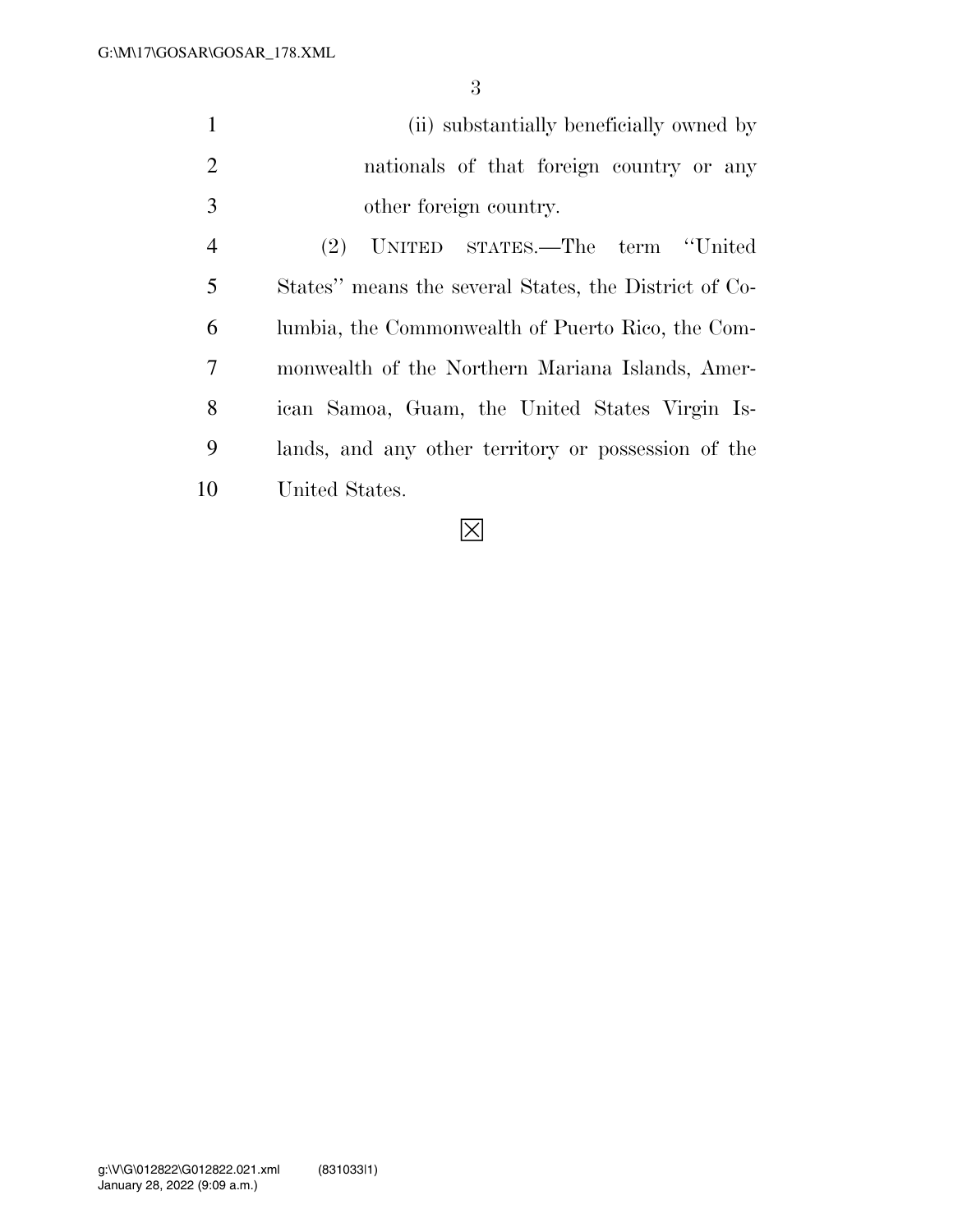(ii) substantially beneficially owned by nationals of that foreign country or any other foreign country.

(2) UNITED STATES.—The term ''United States'' means the several States, the District of Columbia, the Commonwealth of Puerto Rico, the Commonwealth of the Northern Mariana Islands, American Samoa, Guam, the United States Virgin Islands, and any other territory or possession of the United States.